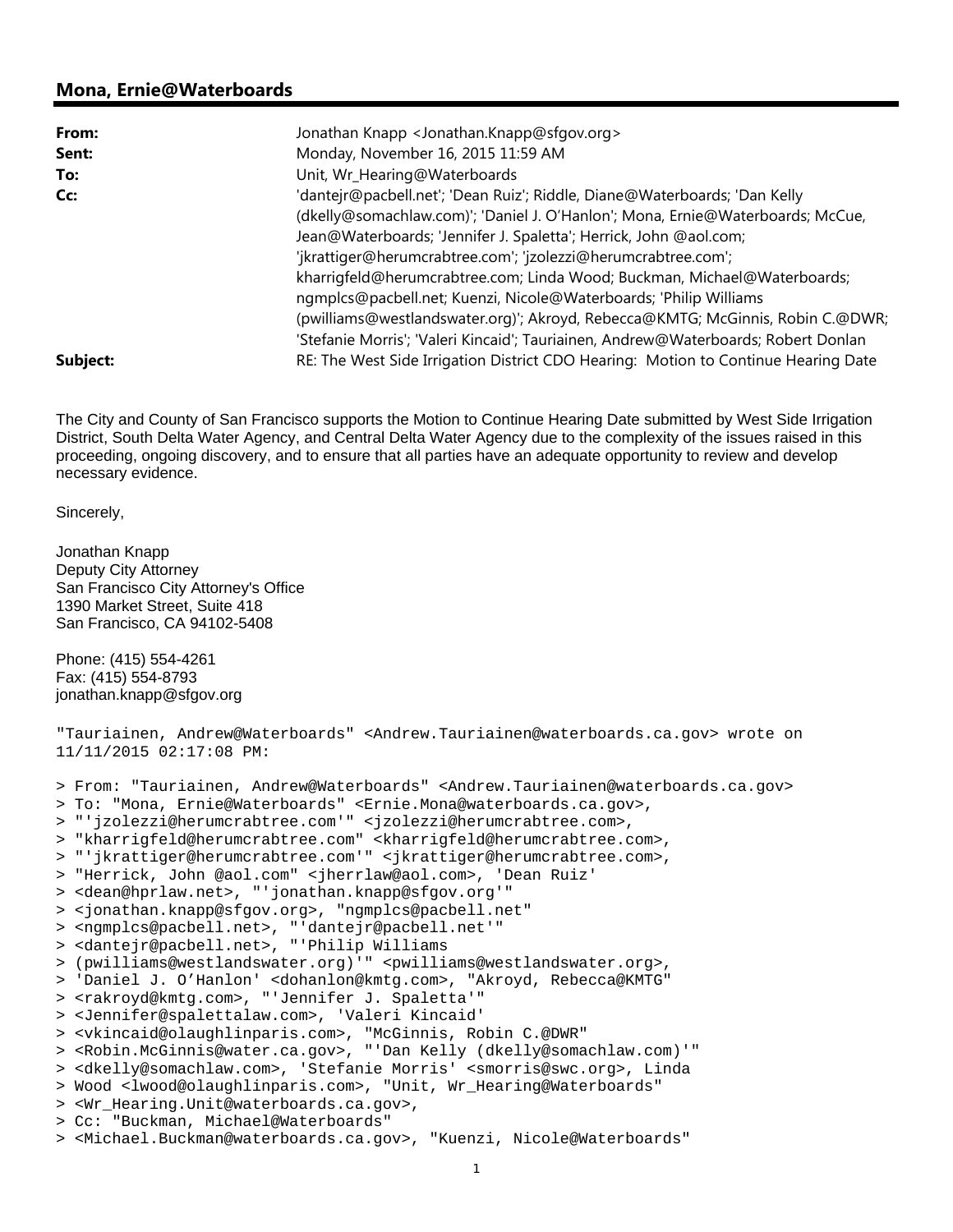## Mona, Ernie@Waterboards

| | |
|---|---|
| **From:** | Jonathan Knapp <Jonathan.Knapp@sfgov.org> |
| **Sent:** | Monday, November 16, 2015 11:59 AM |
| **To:** | Unit, Wr_Hearing@Waterboards |
| **Cc:** | 'dantejr@pacbell.net'; 'Dean Ruiz'; Riddle, Diane@Waterboards; 'Dan Kelly (dkelly@somachlaw.com)'; 'Daniel J. O'Hanlon'; Mona, Ernie@Waterboards; McCue, Jean@Waterboards; 'Jennifer J. Spaletta'; Herrick, John @aol.com; 'jkrattiger@herumcrabtree.com'; 'jzolezzi@herumcrabtree.com'; kharrigfeld@herumcrabtree.com; Linda Wood; Buckman, Michael@Waterboards; ngmplcs@pacbell.net; Kuenzi, Nicole@Waterboards; 'Philip Williams (pwilliams@westlandswater.org)'; Akroyd, Rebecca@KMTG; McGinnis, Robin C.@DWR; 'Stefanie Morris'; 'Valeri Kincaid'; Tauriainen, Andrew@Waterboards; Robert Donlan |
| **Subject:** | RE: The West Side Irrigation District CDO Hearing: Motion to Continue Hearing Date |

The City and County of San Francisco supports the Motion to Continue Hearing Date submitted by West Side Irrigation District, South Delta Water Agency, and Central Delta Water Agency due to the complexity of the issues raised in this proceeding, ongoing discovery, and to ensure that all parties have an adequate opportunity to review and develop necessary evidence.

Sincerely,

Jonathan Knapp
Deputy City Attorney
San Francisco City Attorney's Office
1390 Market Street, Suite 418
San Francisco, CA 94102-5408

Phone: (415) 554-4261
Fax: (415) 554-8793
jonathan.knapp@sfgov.org

```
"Tauriainen, Andrew@Waterboards" <Andrew.Tauriainen@waterboards.ca.gov> wrote on
11/11/2015 02:17:08 PM:

> From: "Tauriainen, Andrew@Waterboards" <Andrew.Tauriainen@waterboards.ca.gov>
> To: "Mona, Ernie@Waterboards" <Ernie.Mona@waterboards.ca.gov>,
> "'jzolezzi@herumcrabtree.com'" <jzolezzi@herumcrabtree.com>,
> "kharrigfeld@herumcrabtree.com" <kharrigfeld@herumcrabtree.com>,
> "'jkrattiger@herumcrabtree.com'" <jkrattiger@herumcrabtree.com>,
> "Herrick, John @aol.com" <jherrlaw@aol.com>, 'Dean Ruiz'
> <dean@hprlaw.net>, "'jonathan.knapp@sfgov.org'"
> <jonathan.knapp@sfgov.org>, "ngmplcs@pacbell.net"
> <ngmplcs@pacbell.net>, "'dantejr@pacbell.net'"
> <dantejr@pacbell.net>, "'Philip Williams
> (pwilliams@westlandswater.org)'" <pwilliams@westlandswater.org>,
> 'Daniel J. O'Hanlon' <dohanlon@kmtg.com>, "Akroyd, Rebecca@KMTG"
> <rakroyd@kmtg.com>, "'Jennifer J. Spaletta'"
> <Jennifer@spalettalaw.com>, 'Valeri Kincaid'
> <vkincaid@olaughlinparis.com>, "McGinnis, Robin C.@DWR"
> <Robin.McGinnis@water.ca.gov>, "'Dan Kelly (dkelly@somachlaw.com)'"
> <dkelly@somachlaw.com>, 'Stefanie Morris' <smorris@swc.org>, Linda
> Wood <lwood@olaughlinparis.com>, "Unit, Wr_Hearing@Waterboards"
> <Wr_Hearing.Unit@waterboards.ca.gov>,
> Cc: "Buckman, Michael@Waterboards"
> <Michael.Buckman@waterboards.ca.gov>, "Kuenzi, Nicole@Waterboards"
```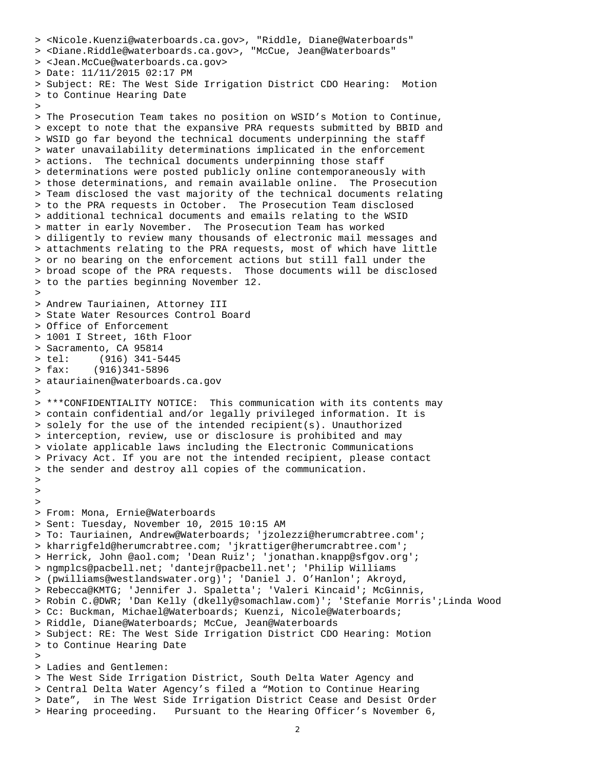> <Nicole.Kuenzi@waterboards.ca.gov>, "Riddle, Diane@Waterboards"
> <Diane.Riddle@waterboards.ca.gov>, "McCue, Jean@Waterboards"
> <Jean.McCue@waterboards.ca.gov>
> Date: 11/11/2015 02:17 PM
> Subject: RE: The West Side Irrigation District CDO Hearing:  Motion
> to Continue Hearing Date
>
> The Prosecution Team takes no position on WSID's Motion to Continue,
> except to note that the expansive PRA requests submitted by BBID and
> WSID go far beyond the technical documents underpinning the staff
> water unavailability determinations implicated in the enforcement
> actions.  The technical documents underpinning those staff
> determinations were posted publicly online contemporaneously with
> those determinations, and remain available online.  The Prosecution
> Team disclosed the vast majority of the technical documents relating
> to the PRA requests in October.  The Prosecution Team disclosed
> additional technical documents and emails relating to the WSID
> matter in early November.  The Prosecution Team has worked
> diligently to review many thousands of electronic mail messages and
> attachments relating to the PRA requests, most of which have little
> or no bearing on the enforcement actions but still fall under the
> broad scope of the PRA requests.  Those documents will be disclosed
> to the parties beginning November 12.
>
> Andrew Tauriainen, Attorney III
> State Water Resources Control Board
> Office of Enforcement
> 1001 I Street, 16th Floor
> Sacramento, CA 95814
> tel:     (916) 341-5445
> fax:    (916)341-5896
> atauriainen@waterboards.ca.gov
>
> ***CONFIDENTIALITY NOTICE:  This communication with its contents may
> contain confidential and/or legally privileged information. It is
> solely for the use of the intended recipient(s). Unauthorized
> interception, review, use or disclosure is prohibited and may
> violate applicable laws including the Electronic Communications
> Privacy Act. If you are not the intended recipient, please contact
> the sender and destroy all copies of the communication.
>
>
>
> From: Mona, Ernie@Waterboards
> Sent: Tuesday, November 10, 2015 10:15 AM
> To: Tauriainen, Andrew@Waterboards; 'jzolezzi@herumcrabtree.com';
> kharrigfeld@herumcrabtree.com; 'jkrattiger@herumcrabtree.com';
> Herrick, John @aol.com; 'Dean Ruiz'; 'jonathan.knapp@sfgov.org';
> ngmplcs@pacbell.net; 'dantejr@pacbell.net'; 'Philip Williams
> (pwilliams@westlandswater.org)'; 'Daniel J. O'Hanlon'; Akroyd,
> Rebecca@KMTG; 'Jennifer J. Spaletta'; 'Valeri Kincaid'; McGinnis,
> Robin C.@DWR; 'Dan Kelly (dkelly@somachlaw.com)'; 'Stefanie Morris';Linda Wood
> Cc: Buckman, Michael@Waterboards; Kuenzi, Nicole@Waterboards;
> Riddle, Diane@Waterboards; McCue, Jean@Waterboards
> Subject: RE: The West Side Irrigation District CDO Hearing: Motion
> to Continue Hearing Date
>
> Ladies and Gentlemen:
> The West Side Irrigation District, South Delta Water Agency and
> Central Delta Water Agency's filed a "Motion to Continue Hearing
> Date",  in The West Side Irrigation District Cease and Desist Order
> Hearing proceeding.   Pursuant to the Hearing Officer's November 6,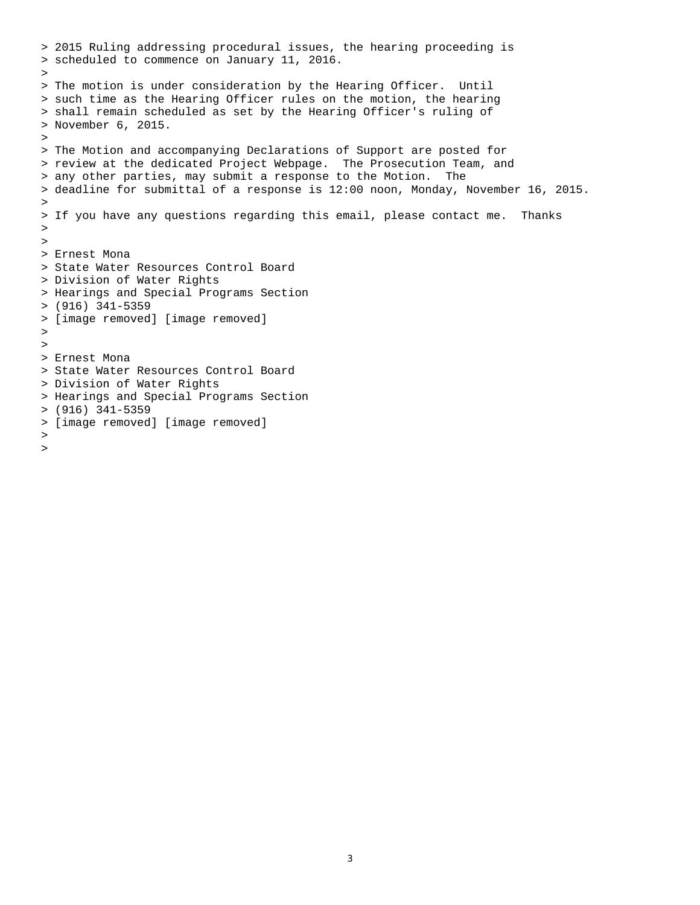> 2015 Ruling addressing procedural issues, the hearing proceeding is
> scheduled to commence on January 11, 2016.
>
> The motion is under consideration by the Hearing Officer.  Until
> such time as the Hearing Officer rules on the motion, the hearing
> shall remain scheduled as set by the Hearing Officer's ruling of
> November 6, 2015.
>
> The Motion and accompanying Declarations of Support are posted for
> review at the dedicated Project Webpage.  The Prosecution Team, and
> any other parties, may submit a response to the Motion.  The
> deadline for submittal of a response is 12:00 noon, Monday, November 16, 2015.
>
> If you have any questions regarding this email, please contact me.  Thanks
>
>
> Ernest Mona
> State Water Resources Control Board
> Division of Water Rights
> Hearings and Special Programs Section
> (916) 341-5359
> [image removed] [image removed]
>
>
> Ernest Mona
> State Water Resources Control Board
> Division of Water Rights
> Hearings and Special Programs Section
> (916) 341-5359
> [image removed] [image removed]
>
>